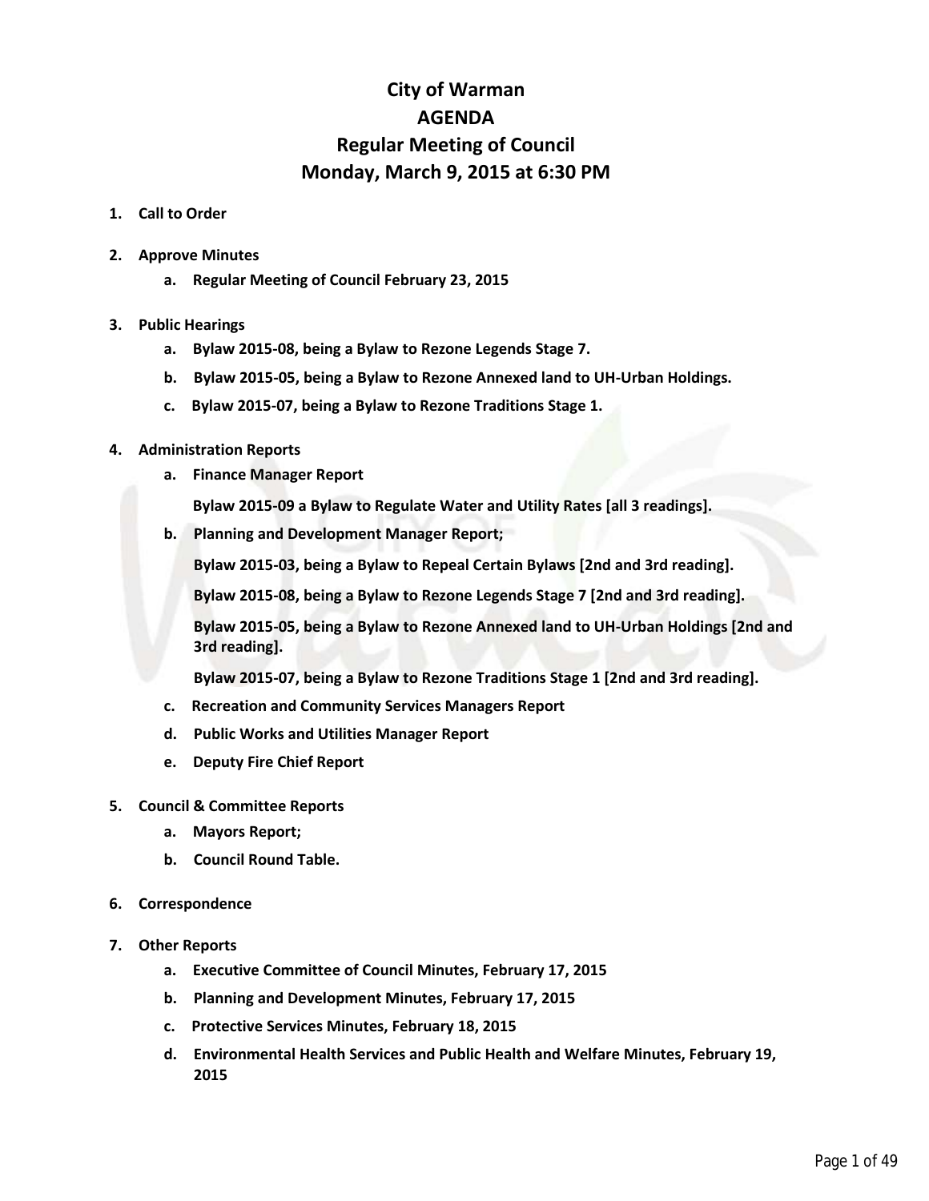# City of Warman
# AGENDA
# Regular Meeting of Council
# Monday, March 9, 2015 at 6:30 PM

1. **Call to Order**

2. **Approve Minutes**
   a. **Regular Meeting of Council February 23, 2015**

3. **Public Hearings**
   a. **Bylaw 2015-08, being a Bylaw to Rezone Legends Stage 7.**
   b. **Bylaw 2015-05, being a Bylaw to Rezone Annexed land to UH-Urban Holdings.**
   c. **Bylaw 2015-07, being a Bylaw to Rezone Traditions Stage 1.**

4. **Administration Reports**
   a. **Finance Manager Report**

      **Bylaw 2015-09 a Bylaw to Regulate Water and Utility Rates [all 3 readings].**

   b. **Planning and Development Manager Report;**

      **Bylaw 2015-03, being a Bylaw to Repeal Certain Bylaws [2nd and 3rd reading].**

      **Bylaw 2015-08, being a Bylaw to Rezone Legends Stage 7 [2nd and 3rd reading].**

      **Bylaw 2015-05, being a Bylaw to Rezone Annexed land to UH-Urban Holdings [2nd and 3rd reading].**

      **Bylaw 2015-07, being a Bylaw to Rezone Traditions Stage 1 [2nd and 3rd reading].**

   c. **Recreation and Community Services Managers Report**
   d. **Public Works and Utilities Manager Report**
   e. **Deputy Fire Chief Report**

5. **Council & Committee Reports**
   a. **Mayors Report;**
   b. **Council Round Table.**

6. **Correspondence**

7. **Other Reports**
   a. **Executive Committee of Council Minutes, February 17, 2015**
   b. **Planning and Development Minutes, February 17, 2015**
   c. **Protective Services Minutes, February 18, 2015**
   d. **Environmental Health Services and Public Health and Welfare Minutes, February 19, 2015**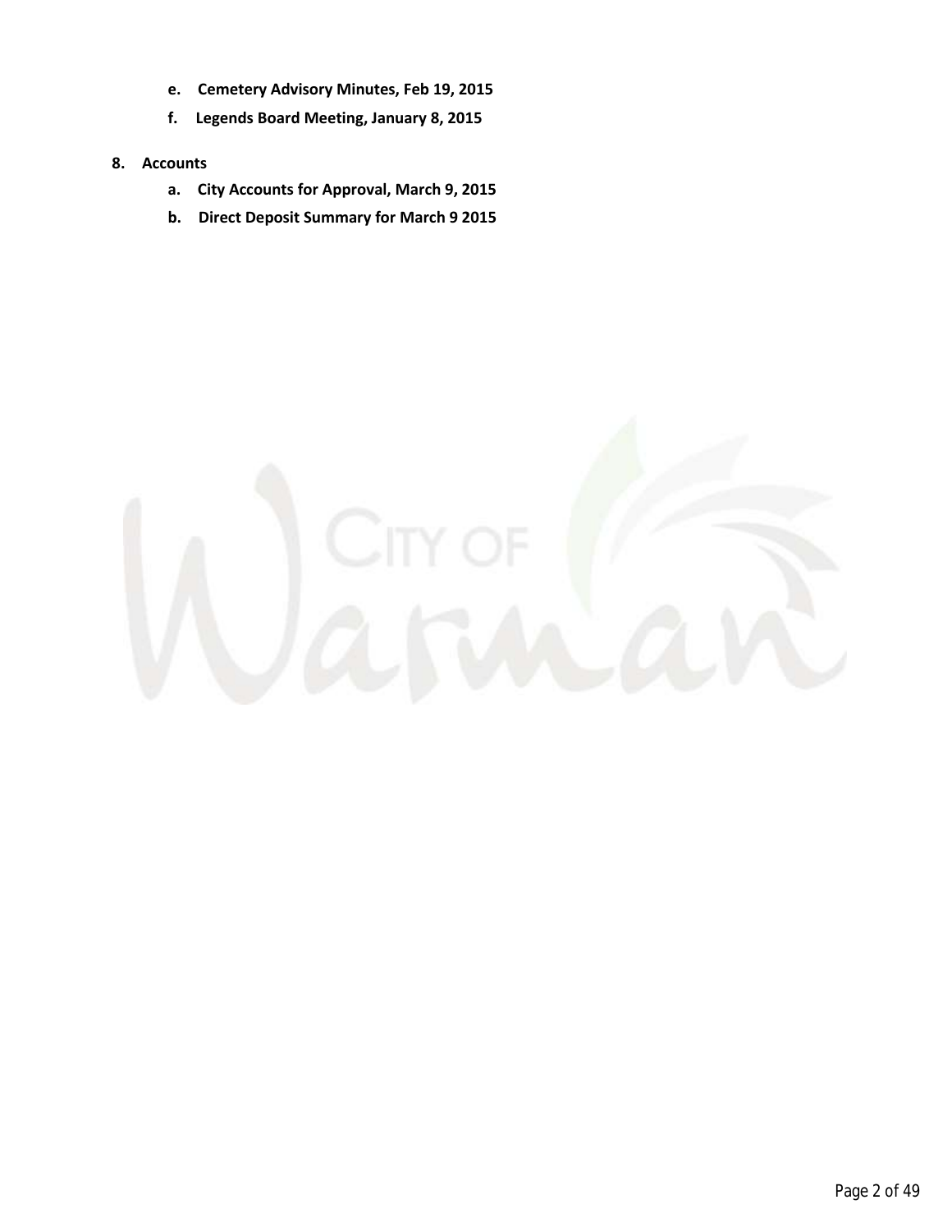e. **Cemetery Advisory Minutes, Feb 19, 2015**

f. **Legends Board Meeting, January 8, 2015**

8. **Accounts**

   a. **City Accounts for Approval, March 9, 2015**

   b. **Direct Deposit Summary for March 9 2015**